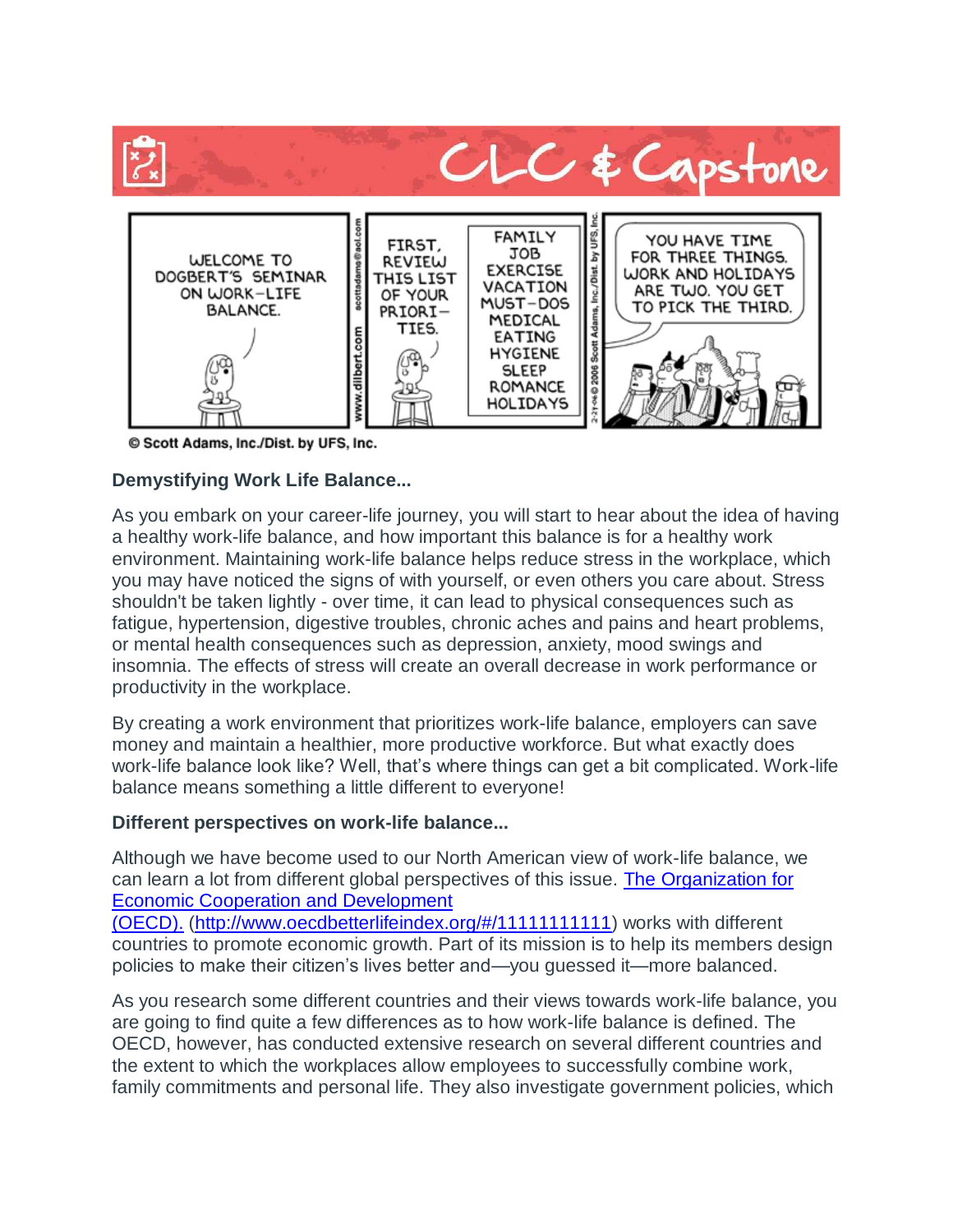# CLC & Capstone

WELCOME TO DOGBERT'S SEMINAR ON WORK-LIFE BALANCE.

FIRST, REVIEW THIS LIST OF YOUR PRIORITIES.

FAMILY
JOB
EXERCISE
VACATION
MUST-DOS
MEDICAL
EATING
HYGIENE
SLEEP
ROMANCE
HOLIDAYS

YOU HAVE TIME FOR THREE THINGS. WORK AND HOLIDAYS ARE TWO. YOU GET TO PICK THE THIRD.

© Scott Adams, Inc./Dist. by UFS, Inc.

**Demystifying Work Life Balance...**

As you embark on your career-life journey, you will start to hear about the idea of having a healthy work-life balance, and how important this balance is for a healthy work environment. Maintaining work-life balance helps reduce stress in the workplace, which you may have noticed the signs of with yourself, or even others you care about. Stress shouldn't be taken lightly - over time, it can lead to physical consequences such as fatigue, hypertension, digestive troubles, chronic aches and pains and heart problems, or mental health consequences such as depression, anxiety, mood swings and insomnia. The effects of stress will create an overall decrease in work performance or productivity in the workplace.

By creating a work environment that prioritizes work-life balance, employers can save money and maintain a healthier, more productive workforce. But what exactly does work-life balance look like? Well, that's where things can get a bit complicated. Work-life balance means something a little different to everyone!

**Different perspectives on work-life balance...**

Although we have become used to our North American view of work-life balance, we can learn a lot from different global perspectives of this issue. [The Organization for Economic Cooperation and Development (OECD).](http://www.oecdbetterlifeindex.org/#/11111111111) (http://www.oecdbetterlifeindex.org/#/11111111111) works with different countries to promote economic growth. Part of its mission is to help its members design policies to make their citizen's lives better and—you guessed it—more balanced.

As you research some different countries and their views towards work-life balance, you are going to find quite a few differences as to how work-life balance is defined. The OECD, however, has conducted extensive research on several different countries and the extent to which the workplaces allow employees to successfully combine work, family commitments and personal life. They also investigate government policies, which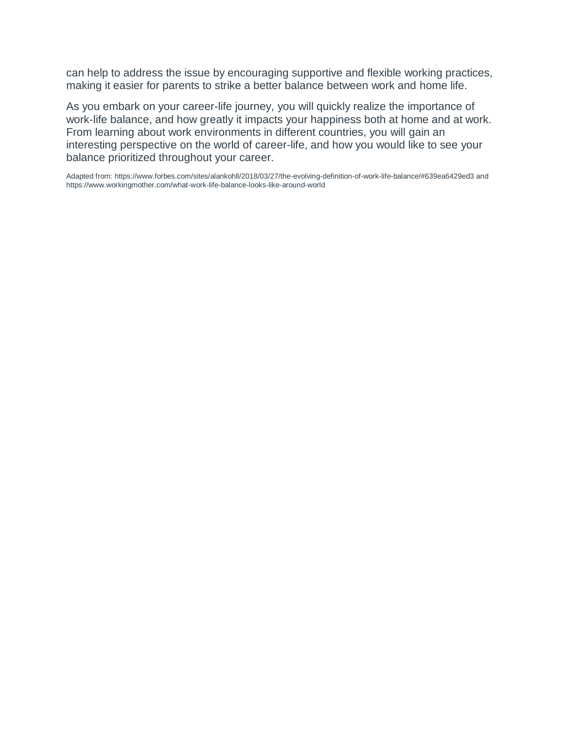can help to address the issue by encouraging supportive and flexible working practices, making it easier for parents to strike a better balance between work and home life.

As you embark on your career-life journey, you will quickly realize the importance of work-life balance, and how greatly it impacts your happiness both at home and at work. From learning about work environments in different countries, you will gain an interesting perspective on the world of career-life, and how you would like to see your balance prioritized throughout your career.

Adapted from: https://www.forbes.com/sites/alankohll/2018/03/27/the-evolving-definition-of-work-life-balance/#639ea6429ed3 and https://www.workingmother.com/what-work-life-balance-looks-like-around-world